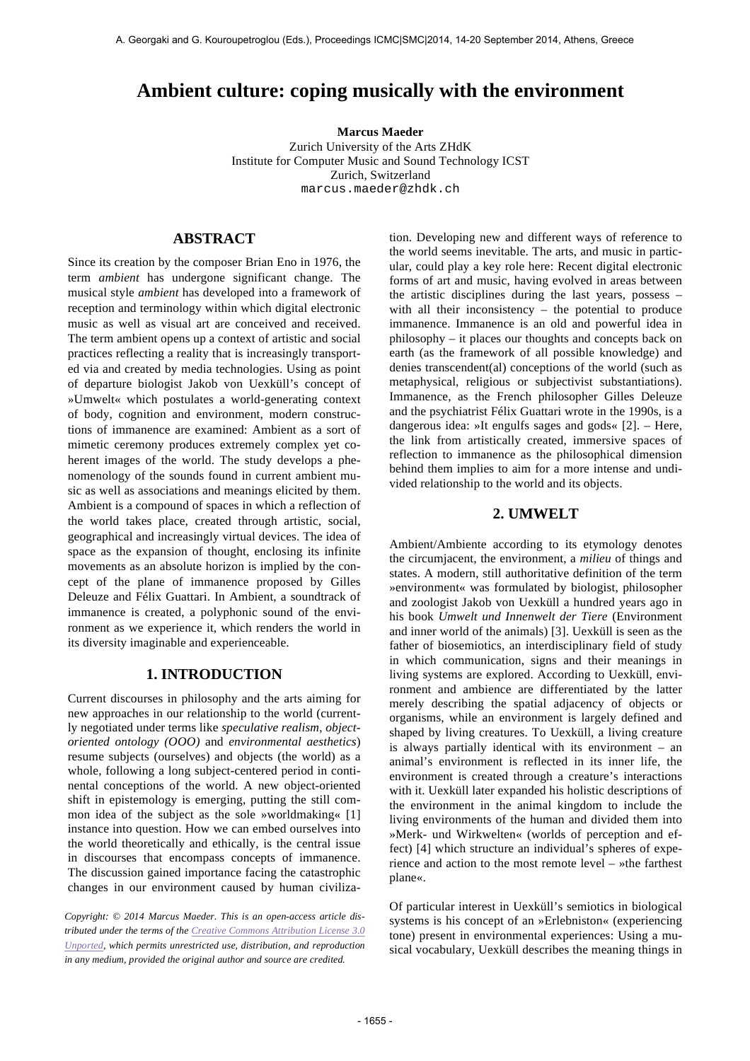# Ambient culture: coping musically with the environment

**Marcus Maeder**
Zurich University of the Arts ZHdK
Institute for Computer Music and Sound Technology ICST
Zurich, Switzerland
marcus.maeder@zhdk.ch

## ABSTRACT

Since its creation by the composer Brian Eno in 1976, the term *ambient* has undergone significant change. The musical style *ambient* has developed into a framework of reception and terminology within which digital electronic music as well as visual art are conceived and received. The term ambient opens up a context of artistic and social practices reflecting a reality that is increasingly transported via and created by media technologies. Using as point of departure biologist Jakob von Uexküll's concept of »Umwelt« which postulates a world-generating context of body, cognition and environment, modern constructions of immanence are examined: Ambient as a sort of mimetic ceremony produces extremely complex yet coherent images of the world. The study develops a phenomenology of the sounds found in current ambient music as well as associations and meanings elicited by them. Ambient is a compound of spaces in which a reflection of the world takes place, created through artistic, social, geographical and increasingly virtual devices. The idea of space as the expansion of thought, enclosing its infinite movements as an absolute horizon is implied by the concept of the plane of immanence proposed by Gilles Deleuze and Félix Guattari. In Ambient, a soundtrack of immanence is created, a polyphonic sound of the environment as we experience it, which renders the world in its diversity imaginable and experienceable.

## 1. INTRODUCTION

Current discourses in philosophy and the arts aiming for new approaches in our relationship to the world (currently negotiated under terms like *speculative realism*, *object-oriented ontology (OOO)* and *environmental aesthetics*) resume subjects (ourselves) and objects (the world) as a whole, following a long subject-centered period in continental conceptions of the world. A new object-oriented shift in epistemology is emerging, putting the still common idea of the subject as the sole »worldmaking« [1] instance into question. How we can embed ourselves into the world theoretically and ethically, is the central issue in discourses that encompass concepts of immanence. The discussion gained importance facing the catastrophic changes in our environment caused by human civilization. Developing new and different ways of reference to the world seems inevitable. The arts, and music in particular, could play a key role here: Recent digital electronic forms of art and music, having evolved in areas between the artistic disciplines during the last years, possess – with all their inconsistency – the potential to produce immanence. Immanence is an old and powerful idea in philosophy – it places our thoughts and concepts back on earth (as the framework of all possible knowledge) and denies transcendent(al) conceptions of the world (such as metaphysical, religious or subjectivist substantiations). Immanence, as the French philosopher Gilles Deleuze and the psychiatrist Félix Guattari wrote in the 1990s, is a dangerous idea: »It engulfs sages and gods« [2]. – Here, the link from artistically created, immersive spaces of reflection to immanence as the philosophical dimension behind them implies to aim for a more intense and undivided relationship to the world and its objects.

*Copyright: © 2014 Marcus Maeder. This is an open-access article distributed under the terms of the Creative Commons Attribution License 3.0 Unported, which permits unrestricted use, distribution, and reproduction in any medium, provided the original author and source are credited.*

## 2. UMWELT

Ambient/Ambiente according to its etymology denotes the circumjacent, the environment, a *milieu* of things and states. A modern, still authoritative definition of the term »environment« was formulated by biologist, philosopher and zoologist Jakob von Uexküll a hundred years ago in his book *Umwelt und Innenwelt der Tiere* (Environment and inner world of the animals) [3]. Uexküll is seen as the father of biosemiotics, an interdisciplinary field of study in which communication, signs and their meanings in living systems are explored. According to Uexküll, environment and ambience are differentiated by the latter merely describing the spatial adjacency of objects or organisms, while an environment is largely defined and shaped by living creatures. To Uexküll, a living creature is always partially identical with its environment – an animal's environment is reflected in its inner life, the environment is created through a creature's interactions with it. Uexküll later expanded his holistic descriptions of the environment in the animal kingdom to include the living environments of the human and divided them into »Merk- und Wirkwelten« (worlds of perception and effect) [4] which structure an individual's spheres of experience and action to the most remote level – »the farthest plane«.

Of particular interest in Uexküll's semiotics in biological systems is his concept of an »Erlebniston« (experiencing tone) present in environmental experiences: Using a musical vocabulary, Uexküll describes the meaning things in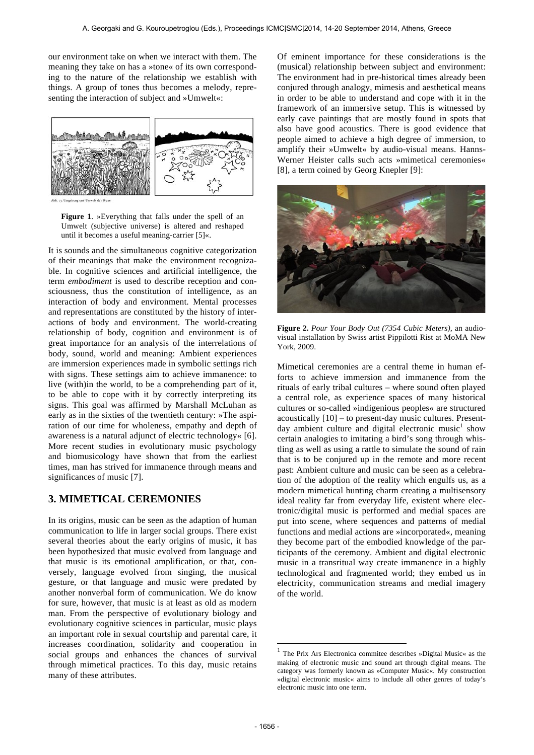our environment take on when we interact with them. The meaning they take on has a »tone« of its own corresponding to the nature of the relationship we establish with things. A group of tones thus becomes a melody, representing the interaction of subject and »Umwelt«:

**Figure 1**. »Everything that falls under the spell of an Umwelt (subjective universe) is altered and reshaped until it becomes a useful meaning-carrier [5]«.

It is sounds and the simultaneous cognitive categorization of their meanings that make the environment recognizable. In cognitive sciences and artificial intelligence, the term *embodiment* is used to describe reception and consciousness, thus the constitution of intelligence, as an interaction of body and environment. Mental processes and representations are constituted by the history of interactions of body and environment. The world-creating relationship of body, cognition and environment is of great importance for an analysis of the interrelations of body, sound, world and meaning: Ambient experiences are immersion experiences made in symbolic settings rich with signs. These settings aim to achieve immanence: to live (with)in the world, to be a comprehending part of it, to be able to cope with it by correctly interpreting its signs. This goal was affirmed by Marshall McLuhan as early as in the sixties of the twentieth century: »The aspiration of our time for wholeness, empathy and depth of awareness is a natural adjunct of electric technology« [6]. More recent studies in evolutionary music psychology and biomusicology have shown that from the earliest times, man has strived for immanence through means and significances of music [7].

## 3. MIMETICAL CEREMONIES

In its origins, music can be seen as the adaption of human communication to life in larger social groups. There exist several theories about the early origins of music, it has been hypothesized that music evolved from language and that music is its emotional amplification, or that, conversely, language evolved from singing, the musical gesture, or that language and music were predated by another nonverbal form of communication. We do know for sure, however, that music is at least as old as modern man. From the perspective of evolutionary biology and evolutionary cognitive sciences in particular, music plays an important role in sexual courtship and parental care, it increases coordination, solidarity and cooperation in social groups and enhances the chances of survival through mimetical practices. To this day, music retains many of these attributes.

Of eminent importance for these considerations is the (musical) relationship between subject and environment: The environment had in pre-historical times already been conjured through analogy, mimesis and aesthetical means in order to be able to understand and cope with it in the framework of an immersive setup. This is witnessed by early cave paintings that are mostly found in spots that also have good acoustics. There is good evidence that people aimed to achieve a high degree of immersion, to amplify their »Umwelt« by audio-visual means. Hanns-Werner Heister calls such acts »mimetical ceremonies« [8], a term coined by Georg Knepler [9]:

**Figure 2.** *Pour Your Body Out (7354 Cubic Meters)*, an audio-visual installation by Swiss artist Pippilotti Rist at MoMA New York, 2009.

Mimetical ceremonies are a central theme in human efforts to achieve immersion and immanence from the rituals of early tribal cultures – where sound often played a central role, as experience spaces of many historical cultures or so-called »indigenious peoples« are structured acoustically [10] – to present-day music cultures. Present-day ambient culture and digital electronic music[1] show certain analogies to imitating a bird's song through whistling as well as using a rattle to simulate the sound of rain that is to be conjured up in the remote and more recent past: Ambient culture and music can be seen as a celebration of the adoption of the reality which engulfs us, as a modern mimetical hunting charm creating a multisensory ideal reality far from everyday life, existent where electronic/digital music is performed and medial spaces are put into scene, where sequences and patterns of medial functions and medial actions are »incorporated«, meaning they become part of the embodied knowledge of the participants of the ceremony. Ambient and digital electronic music in a transritual way create immanence in a highly technological and fragmented world; they embed us in electricity, communication streams and medial imagery of the world.

[1] The Prix Ars Electronica commitee describes »Digital Music« as the making of electronic music and sound art through digital means. The category was formerly known as »Computer Music«. My construction »digital electronic music« aims to include all other genres of today's electronic music into one term.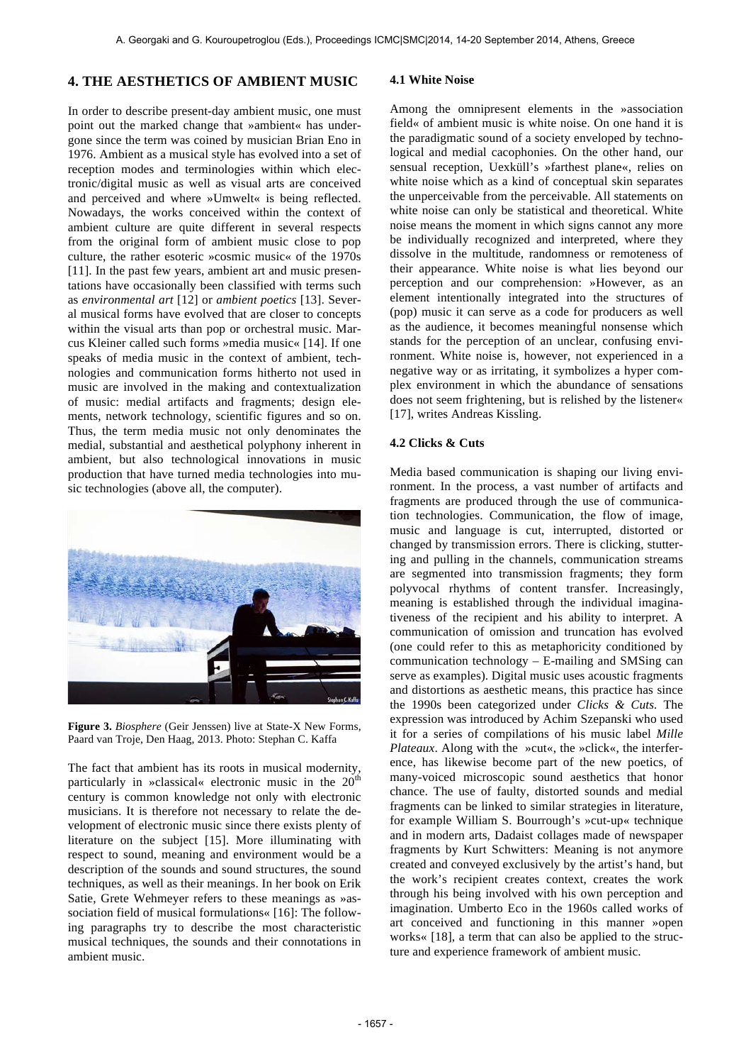## 4. THE AESTHETICS OF AMBIENT MUSIC

In order to describe present-day ambient music, one must point out the marked change that »ambient« has undergone since the term was coined by musician Brian Eno in 1976. Ambient as a musical style has evolved into a set of reception modes and terminologies within which electronic/digital music as well as visual arts are conceived and perceived and where »Umwelt« is being reflected. Nowadays, the works conceived within the context of ambient culture are quite different in several respects from the original form of ambient music close to pop culture, the rather esoteric »cosmic music« of the 1970s [11]. In the past few years, ambient art and music presentations have occasionally been classified with terms such as *environmental art* [12] or *ambient poetics* [13]. Several musical forms have evolved that are closer to concepts within the visual arts than pop or orchestral music. Marcus Kleiner called such forms »media music« [14]. If one speaks of media music in the context of ambient, technologies and communication forms hitherto not used in music are involved in the making and contextualization of music: medial artifacts and fragments; design elements, network technology, scientific figures and so on. Thus, the term media music not only denominates the medial, substantial and aesthetical polyphony inherent in ambient, but also technological innovations in music production that have turned media technologies into music technologies (above all, the computer).

**Figure 3.** *Biosphere* (Geir Jenssen) live at State-X New Forms, Paard van Troje, Den Haag, 2013. Photo: Stephan C. Kaffa

The fact that ambient has its roots in musical modernity, particularly in »classical« electronic music in the 20th century is common knowledge not only with electronic musicians. It is therefore not necessary to relate the development of electronic music since there exists plenty of literature on the subject [15]. More illuminating with respect to sound, meaning and environment would be a description of the sounds and sound structures, the sound techniques, as well as their meanings. In her book on Erik Satie, Grete Wehmeyer refers to these meanings as »association field of musical formulations« [16]: The following paragraphs try to describe the most characteristic musical techniques, the sounds and their connotations in ambient music.

### 4.1 White Noise

Among the omnipresent elements in the »association field« of ambient music is white noise. On one hand it is the paradigmatic sound of a society enveloped by technological and medial cacophonies. On the other hand, our sensual reception, Uexküll's »farthest plane«, relies on white noise which as a kind of conceptual skin separates the unperceivable from the perceivable. All statements on white noise can only be statistical and theoretical. White noise means the moment in which signs cannot any more be individually recognized and interpreted, where they dissolve in the multitude, randomness or remoteness of their appearance. White noise is what lies beyond our perception and our comprehension: »However, as an element intentionally integrated into the structures of (pop) music it can serve as a code for producers as well as the audience, it becomes meaningful nonsense which stands for the perception of an unclear, confusing environment. White noise is, however, not experienced in a negative way or as irritating, it symbolizes a hyper complex environment in which the abundance of sensations does not seem frightening, but is relished by the listener« [17], writes Andreas Kissling.

### 4.2 Clicks & Cuts

Media based communication is shaping our living environment. In the process, a vast number of artifacts and fragments are produced through the use of communication technologies. Communication, the flow of image, music and language is cut, interrupted, distorted or changed by transmission errors. There is clicking, stuttering and pulling in the channels, communication streams are segmented into transmission fragments; they form polyvocal rhythms of content transfer. Increasingly, meaning is established through the individual imaginativeness of the recipient and his ability to interpret. A communication of omission and truncation has evolved (one could refer to this as metaphoricity conditioned by communication technology – E-mailing and SMSing can serve as examples). Digital music uses acoustic fragments and distortions as aesthetic means, this practice has since the 1990s been categorized under *Clicks & Cuts*. The expression was introduced by Achim Szepanski who used it for a series of compilations of his music label *Mille Plateaux*. Along with the »cut«, the »click«, the interference, has likewise become part of the new poetics, of many-voiced microscopic sound aesthetics that honor chance. The use of faulty, distorted sounds and medial fragments can be linked to similar strategies in literature, for example William S. Bourrough's »cut-up« technique and in modern arts, Dadaist collages made of newspaper fragments by Kurt Schwitters: Meaning is not anymore created and conveyed exclusively by the artist's hand, but the work's recipient creates context, creates the work through his being involved with his own perception and imagination. Umberto Eco in the 1960s called works of art conceived and functioning in this manner »open works« [18], a term that can also be applied to the structure and experience framework of ambient music.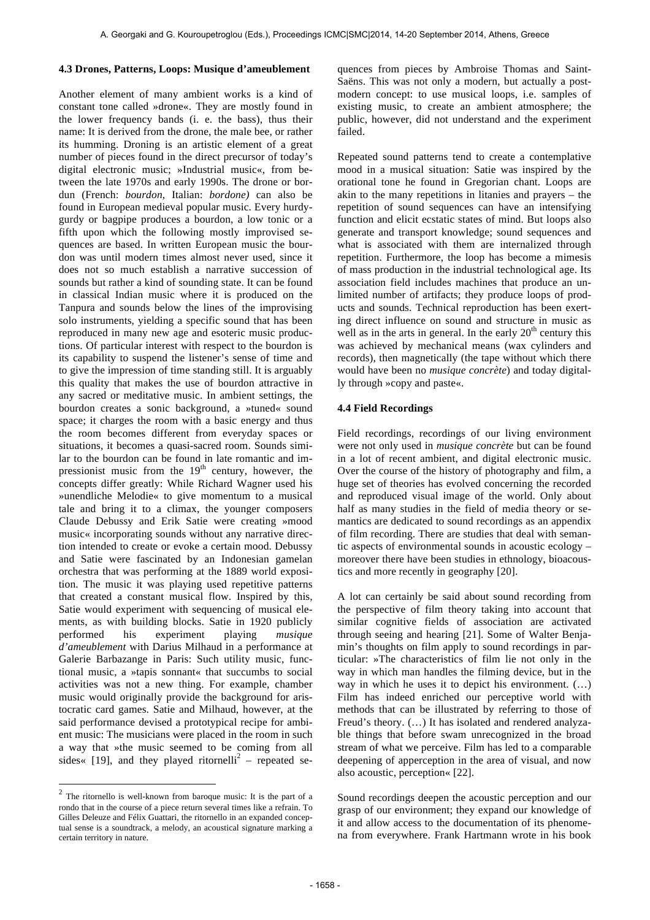### 4.3 Drones, Patterns, Loops: Musique d'ameublement

Another element of many ambient works is a kind of constant tone called »drone«. They are mostly found in the lower frequency bands (i. e. the bass), thus their name: It is derived from the drone, the male bee, or rather its humming. Droning is an artistic element of a great number of pieces found in the direct precursor of today's digital electronic music; »Industrial music«, from between the late 1970s and early 1990s. The drone or bordun (French: *bourdon*, Italian: *bordone)* can also be found in European medieval popular music. Every hurdy-gurdy or bagpipe produces a bourdon, a low tonic or a fifth upon which the following mostly improvised sequences are based. In written European music the bourdon was until modern times almost never used, since it does not so much establish a narrative succession of sounds but rather a kind of sounding state. It can be found in classical Indian music where it is produced on the Tanpura and sounds below the lines of the improvising solo instruments, yielding a specific sound that has been reproduced in many new age and esoteric music productions. Of particular interest with respect to the bourdon is its capability to suspend the listener's sense of time and to give the impression of time standing still. It is arguably this quality that makes the use of bourdon attractive in any sacred or meditative music. In ambient settings, the bourdon creates a sonic background, a »tuned« sound space; it charges the room with a basic energy and thus the room becomes different from everyday spaces or situations, it becomes a quasi-sacred room. Sounds similar to the bourdon can be found in late romantic and impressionist music from the 19th century, however, the concepts differ greatly: While Richard Wagner used his »unendliche Melodie« to give momentum to a musical tale and bring it to a climax, the younger composers Claude Debussy and Erik Satie were creating »mood music« incorporating sounds without any narrative direction intended to create or evoke a certain mood. Debussy and Satie were fascinated by an Indonesian gamelan orchestra that was performing at the 1889 world exposition. The music it was playing used repetitive patterns that created a constant musical flow. Inspired by this, Satie would experiment with sequencing of musical elements, as with building blocks. Satie in 1920 publicly performed his experiment playing *musique d'ameublement* with Darius Milhaud in a performance at Galerie Barbazange in Paris: Such utility music, functional music, a »tapis sonnant« that succumbs to social activities was not a new thing. For example, chamber music would originally provide the background for aristocratic card games. Satie and Milhaud, however, at the said performance devised a prototypical recipe for ambient music: The musicians were placed in the room in such a way that »the music seemed to be coming from all sides« [19], and they played ritornelli[2] – repeated sequences from pieces by Ambroise Thomas and Saint-Saëns. This was not only a modern, but actually a post-modern concept: to use musical loops, i.e. samples of existing music, to create an ambient atmosphere; the public, however, did not understand and the experiment failed.

Repeated sound patterns tend to create a contemplative mood in a musical situation: Satie was inspired by the orational tone he found in Gregorian chant. Loops are akin to the many repetitions in litanies and prayers – the repetition of sound sequences can have an intensifying function and elicit ecstatic states of mind. But loops also generate and transport knowledge; sound sequences and what is associated with them are internalized through repetition. Furthermore, the loop has become a mimesis of mass production in the industrial technological age. Its association field includes machines that produce an unlimited number of artifacts; they produce loops of products and sounds. Technical reproduction has been exerting direct influence on sound and structure in music as well as in the arts in general. In the early 20th century this was achieved by mechanical means (wax cylinders and records), then magnetically (the tape without which there would have been no *musique concrète*) and today digitally through »copy and paste«.

### 4.4 Field Recordings

Field recordings, recordings of our living environment were not only used in *musique concrète* but can be found in a lot of recent ambient, and digital electronic music. Over the course of the history of photography and film, a huge set of theories has evolved concerning the recorded and reproduced visual image of the world. Only about half as many studies in the field of media theory or semantics are dedicated to sound recordings as an appendix of film recording. There are studies that deal with semantic aspects of environmental sounds in acoustic ecology – moreover there have been studies in ethnology, bioacoustics and more recently in geography [20].

A lot can certainly be said about sound recording from the perspective of film theory taking into account that similar cognitive fields of association are activated through seeing and hearing [21]. Some of Walter Benjamin's thoughts on film apply to sound recordings in particular: »The characteristics of film lie not only in the way in which man handles the filming device, but in the way in which he uses it to depict his environment. (…) Film has indeed enriched our perceptive world with methods that can be illustrated by referring to those of Freud's theory. (…) It has isolated and rendered analyzable things that before swam unrecognized in the broad stream of what we perceive. Film has led to a comparable deepening of apperception in the area of visual, and now also acoustic, perception« [22].

Sound recordings deepen the acoustic perception and our grasp of our environment; they expand our knowledge of it and allow access to the documentation of its phenomena from everywhere. Frank Hartmann wrote in his book

[2] The ritornello is well-known from baroque music: It is the part of a rondo that in the course of a piece return several times like a refrain. To Gilles Deleuze and Félix Guattari, the ritornello in an expanded conceptual sense is a soundtrack, a melody, an acoustical signature marking a certain territory in nature.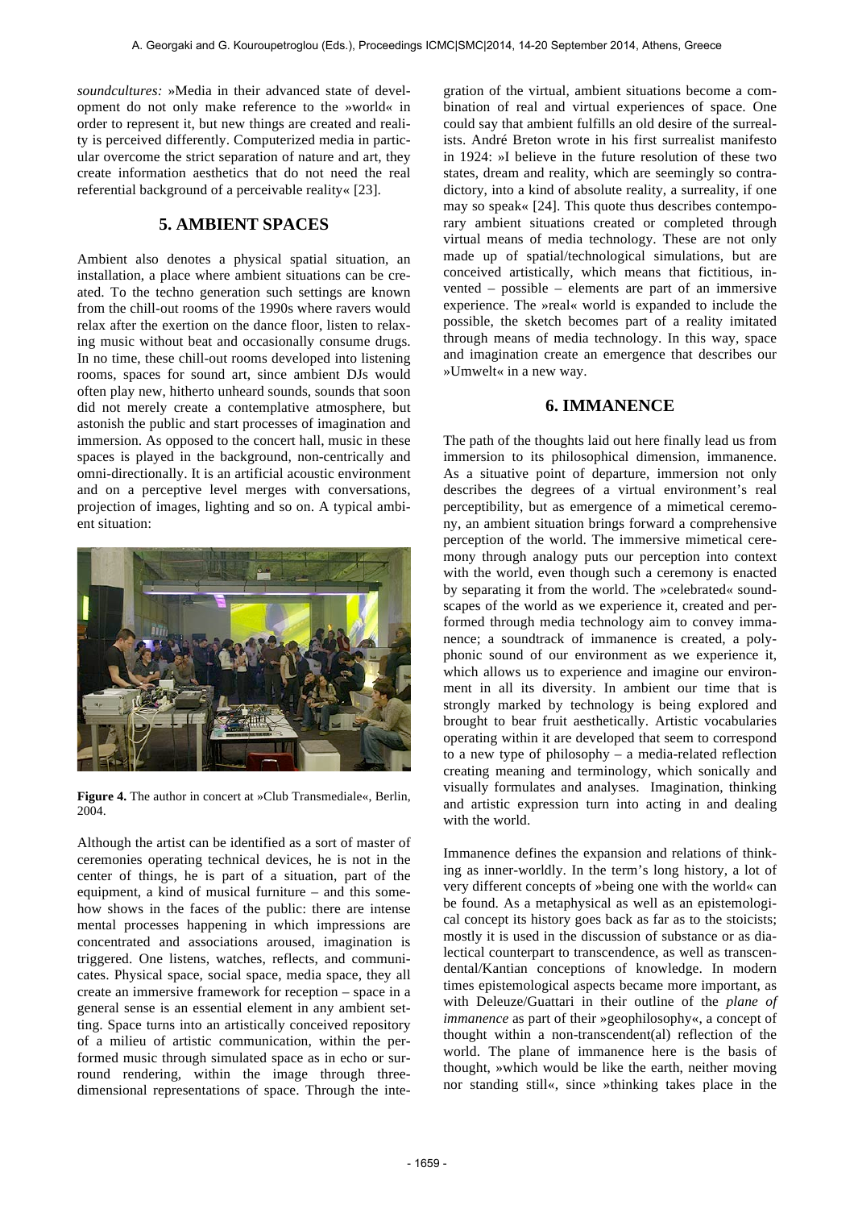*soundcultures:* »Media in their advanced state of development do not only make reference to the »world« in order to represent it, but new things are created and reality is perceived differently. Computerized media in particular overcome the strict separation of nature and art, they create information aesthetics that do not need the real referential background of a perceivable reality« [23].

## 5. AMBIENT SPACES

Ambient also denotes a physical spatial situation, an installation, a place where ambient situations can be created. To the techno generation such settings are known from the chill-out rooms of the 1990s where ravers would relax after the exertion on the dance floor, listen to relaxing music without beat and occasionally consume drugs. In no time, these chill-out rooms developed into listening rooms, spaces for sound art, since ambient DJs would often play new, hitherto unheard sounds, sounds that soon did not merely create a contemplative atmosphere, but astonish the public and start processes of imagination and immersion. As opposed to the concert hall, music in these spaces is played in the background, non-centrically and omni-directionally. It is an artificial acoustic environment and on a perceptive level merges with conversations, projection of images, lighting and so on. A typical ambient situation:

**Figure 4.** The author in concert at »Club Transmediale«, Berlin, 2004.

Although the artist can be identified as a sort of master of ceremonies operating technical devices, he is not in the center of things, he is part of a situation, part of the equipment, a kind of musical furniture – and this somehow shows in the faces of the public: there are intense mental processes happening in which impressions are concentrated and associations aroused, imagination is triggered. One listens, watches, reflects, and communicates. Physical space, social space, media space, they all create an immersive framework for reception – space in a general sense is an essential element in any ambient setting. Space turns into an artistically conceived repository of a milieu of artistic communication, within the performed music through simulated space as in echo or surround rendering, within the image through three-dimensional representations of space. Through the integration of the virtual, ambient situations become a combination of real and virtual experiences of space. One could say that ambient fulfills an old desire of the surrealists. André Breton wrote in his first surrealist manifesto in 1924: »I believe in the future resolution of these two states, dream and reality, which are seemingly so contradictory, into a kind of absolute reality, a surreality, if one may so speak« [24]. This quote thus describes contemporary ambient situations created or completed through virtual means of media technology. These are not only made up of spatial/technological simulations, but are conceived artistically, which means that fictitious, invented – possible – elements are part of an immersive experience. The »real« world is expanded to include the possible, the sketch becomes part of a reality imitated through means of media technology. In this way, space and imagination create an emergence that describes our »Umwelt« in a new way.

## 6. IMMANENCE

The path of the thoughts laid out here finally lead us from immersion to its philosophical dimension, immanence. As a situative point of departure, immersion not only describes the degrees of a virtual environment's real perceptibility, but as emergence of a mimetical ceremony, an ambient situation brings forward a comprehensive perception of the world. The immersive mimetical ceremony through analogy puts our perception into context with the world, even though such a ceremony is enacted by separating it from the world. The »celebrated« soundscapes of the world as we experience it, created and performed through media technology aim to convey immanence; a soundtrack of immanence is created, a polyphonic sound of our environment as we experience it, which allows us to experience and imagine our environment in all its diversity. In ambient our time that is strongly marked by technology is being explored and brought to bear fruit aesthetically. Artistic vocabularies operating within it are developed that seem to correspond to a new type of philosophy – a media-related reflection creating meaning and terminology, which sonically and visually formulates and analyses. Imagination, thinking and artistic expression turn into acting in and dealing with the world.

Immanence defines the expansion and relations of thinking as inner-worldly. In the term's long history, a lot of very different concepts of »being one with the world« can be found. As a metaphysical as well as an epistemological concept its history goes back as far as to the stoicists; mostly it is used in the discussion of substance or as dialectical counterpart to transcendence, as well as transcendental/Kantian conceptions of knowledge. In modern times epistemological aspects became more important, as with Deleuze/Guattari in their outline of the *plane of immanence* as part of their »geophilosophy«, a concept of thought within a non-transcendent(al) reflection of the world. The plane of immanence here is the basis of thought, »which would be like the earth, neither moving nor standing still«, since »thinking takes place in the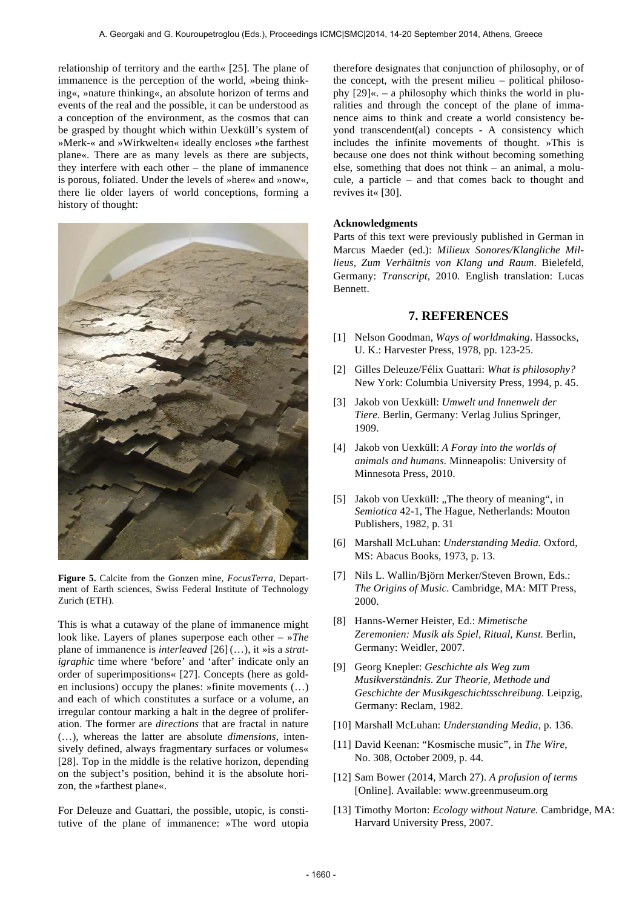relationship of territory and the earth« [25]. The plane of immanence is the perception of the world, »being thinking«, »nature thinking«, an absolute horizon of terms and events of the real and the possible, it can be understood as a conception of the environment, as the cosmos that can be grasped by thought which within Uexküll's system of »Merk-« and »Wirkwelten« ideally encloses »the farthest plane«. There are as many levels as there are subjects, they interfere with each other – the plane of immanence is porous, foliated. Under the levels of »here« and »now«, there lie older layers of world conceptions, forming a history of thought:

**Figure 5.** Calcite from the Gonzen mine, *FocusTerra*, Department of Earth sciences, Swiss Federal Institute of Technology Zurich (ETH).

This is what a cutaway of the plane of immanence might look like. Layers of planes superpose each other – »*The* plane of immanence is *interleaved* [26] (…), it »is a *stratigraphic* time where 'before' and 'after' indicate only an order of superimpositions« [27]. Concepts (here as golden inclusions) occupy the planes: »finite movements (…) and each of which constitutes a surface or a volume, an irregular contour marking a halt in the degree of proliferation. The former are *directions* that are fractal in nature (…), whereas the latter are absolute *dimensions*, intensively defined, always fragmentary surfaces or volumes« [28]. Top in the middle is the relative horizon, depending on the subject's position, behind it is the absolute horizon, the »farthest plane«.

For Deleuze and Guattari, the possible, utopic, is constitutive of the plane of immanence: »The word utopia therefore designates that conjunction of philosophy, or of the concept, with the present milieu – political philosophy [29]«. – a philosophy which thinks the world in pluralities and through the concept of the plane of immanence aims to think and create a world consistency beyond transcendent(al) concepts - A consistency which includes the infinite movements of thought. »This is because one does not think without becoming something else, something that does not think – an animal, a molucule, a particle – and that comes back to thought and revives it« [30].

#### Acknowledgments

Parts of this text were previously published in German in Marcus Maeder (ed.): *Milieux Sonores/Klangliche Millieus, Zum Verhältnis von Klang und Raum*. Bielefeld, Germany: *Transcript*, 2010. English translation: Lucas Bennett.

## 7. REFERENCES

[1] Nelson Goodman, *Ways of worldmaking*. Hassocks, U. K.: Harvester Press, 1978, pp. 123-25.

[2] Gilles Deleuze/Félix Guattari: *What is philosophy?* New York: Columbia University Press, 1994, p. 45.

[3] Jakob von Uexküll: *Umwelt und Innenwelt der Tiere.* Berlin, Germany: Verlag Julius Springer, 1909.

[4] Jakob von Uexküll: *A Foray into the worlds of animals and humans.* Minneapolis: University of Minnesota Press, 2010.

[5] Jakob von Uexküll: „The theory of meaning", in *Semiotica* 42-1, The Hague, Netherlands: Mouton Publishers, 1982, p. 31

[6] Marshall McLuhan: *Understanding Media.* Oxford, MS: Abacus Books, 1973, p. 13.

[7] Nils L. Wallin/Björn Merker/Steven Brown, Eds.: *The Origins of Music.* Cambridge, MA: MIT Press, 2000.

[8] Hanns-Werner Heister, Ed.: *Mimetische Zeremonien: Musik als Spiel, Ritual, Kunst.* Berlin, Germany: Weidler, 2007.

[9] Georg Knepler: *Geschichte als Weg zum Musikverständnis. Zur Theorie, Methode und Geschichte der Musikgeschichtsschreibung.* Leipzig, Germany: Reclam, 1982.

[10] Marshall McLuhan: *Understanding Media,* p. 136.

[11] David Keenan: "Kosmische music", in *The Wire,* No. 308, October 2009, p. 44.

[12] Sam Bower (2014, March 27). *A profusion of terms* [Online]. Available: www.greenmuseum.org

[13] Timothy Morton: *Ecology without Nature.* Cambridge, MA: Harvard University Press, 2007.